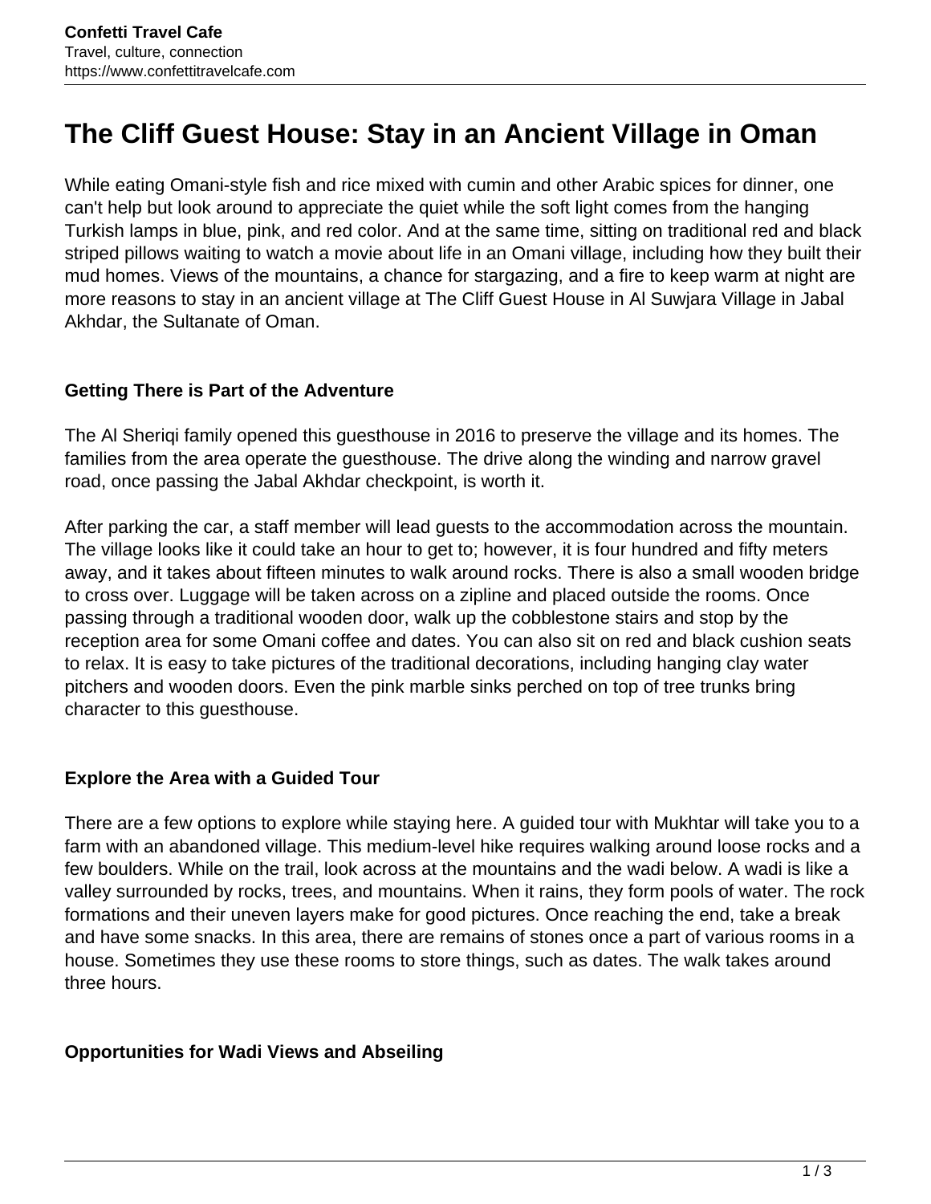# The Cliff Guest House: Stay in an Ancient Village in Oman

While eating Omani-style fish and rice mixed with cumin and other Arabic spices for dinner, one can't help but look around to appreciate the quiet while the soft light comes from the hanging Turkish lamps in blue, pink, and red color. And at the same time, sitting on traditional red and black striped pillows waiting to watch a movie about life in an Omani village, including how they built their mud homes. Views of the mountains, a chance for stargazing, and a fire to keep warm at night are more reasons to stay in an ancient village at The Cliff Guest House in Al Suwjara Village in Jabal Akhdar, the Sultanate of Oman.

### Getting There is Part of the Adventure

The Al Sheriqi family opened this guesthouse in 2016 to preserve the village and its homes. The families from the area operate the guesthouse. The drive along the winding and narrow gravel road, once passing the Jabal Akhdar checkpoint, is worth it.

After parking the car, a staff member will lead guests to the accommodation across the mountain. The village looks like it could take an hour to get to; however, it is four hundred and fifty meters away, and it takes about fifteen minutes to walk around rocks. There is also a small wooden bridge to cross over. Luggage will be taken across on a zipline and placed outside the rooms. Once passing through a traditional wooden door, walk up the cobblestone stairs and stop by the reception area for some Omani coffee and dates. You can also sit on red and black cushion seats to relax. It is easy to take pictures of the traditional decorations, including hanging clay water pitchers and wooden doors. Even the pink marble sinks perched on top of tree trunks bring character to this guesthouse.

### Explore the Area with a Guided Tour

There are a few options to explore while staying here. A guided tour with Mukhtar will take you to a farm with an abandoned village. This medium-level hike requires walking around loose rocks and a few boulders. While on the trail, look across at the mountains and the wadi below. A wadi is like a valley surrounded by rocks, trees, and mountains. When it rains, they form pools of water. The rock formations and their uneven layers make for good pictures. Once reaching the end, take a break and have some snacks. In this area, there are remains of stones once a part of various rooms in a house. Sometimes they use these rooms to store things, such as dates. The walk takes around three hours.

### Opportunities for Wadi Views and Abseiling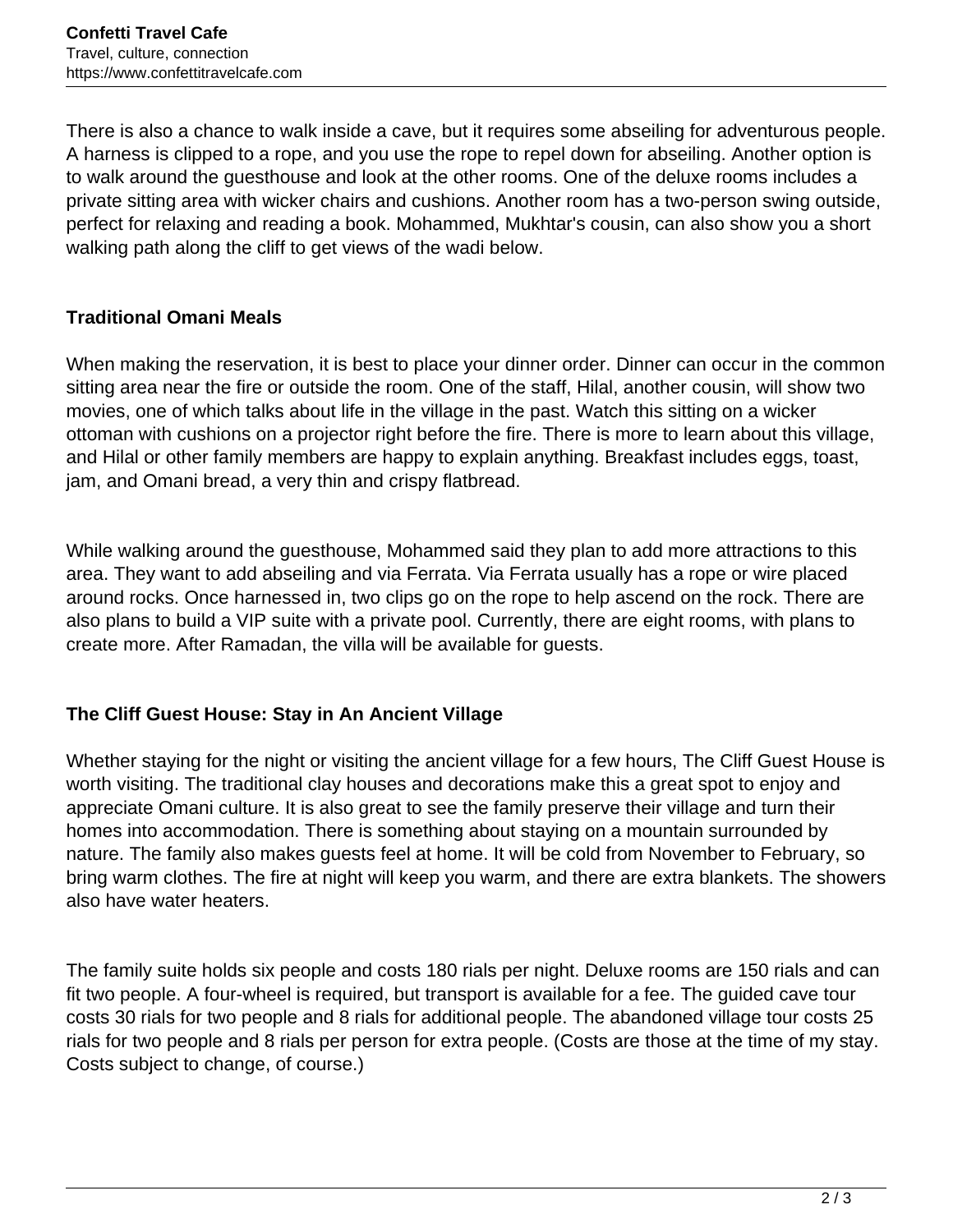There is also a chance to walk inside a cave, but it requires some abseiling for adventurous people. A harness is clipped to a rope, and you use the rope to repel down for abseiling. Another option is to walk around the guesthouse and look at the other rooms. One of the deluxe rooms includes a private sitting area with wicker chairs and cushions. Another room has a two-person swing outside, perfect for relaxing and reading a book. Mohammed, Mukhtar's cousin, can also show you a short walking path along the cliff to get views of the wadi below.

### Traditional Omani Meals

When making the reservation, it is best to place your dinner order. Dinner can occur in the common sitting area near the fire or outside the room. One of the staff, Hilal, another cousin, will show two movies, one of which talks about life in the village in the past. Watch this sitting on a wicker ottoman with cushions on a projector right before the fire. There is more to learn about this village, and Hilal or other family members are happy to explain anything. Breakfast includes eggs, toast, jam, and Omani bread, a very thin and crispy flatbread.

While walking around the guesthouse, Mohammed said they plan to add more attractions to this area. They want to add abseiling and via Ferrata. Via Ferrata usually has a rope or wire placed around rocks. Once harnessed in, two clips go on the rope to help ascend on the rock. There are also plans to build a VIP suite with a private pool. Currently, there are eight rooms, with plans to create more. After Ramadan, the villa will be available for guests.

### The Cliff Guest House: Stay in An Ancient Village

Whether staying for the night or visiting the ancient village for a few hours, The Cliff Guest House is worth visiting. The traditional clay houses and decorations make this a great spot to enjoy and appreciate Omani culture. It is also great to see the family preserve their village and turn their homes into accommodation. There is something about staying on a mountain surrounded by nature. The family also makes guests feel at home. It will be cold from November to February, so bring warm clothes. The fire at night will keep you warm, and there are extra blankets. The showers also have water heaters.

The family suite holds six people and costs 180 rials per night. Deluxe rooms are 150 rials and can fit two people. A four-wheel is required, but transport is available for a fee. The guided cave tour costs 30 rials for two people and 8 rials for additional people. The abandoned village tour costs 25 rials for two people and 8 rials per person for extra people. (Costs are those at the time of my stay. Costs subject to change, of course.)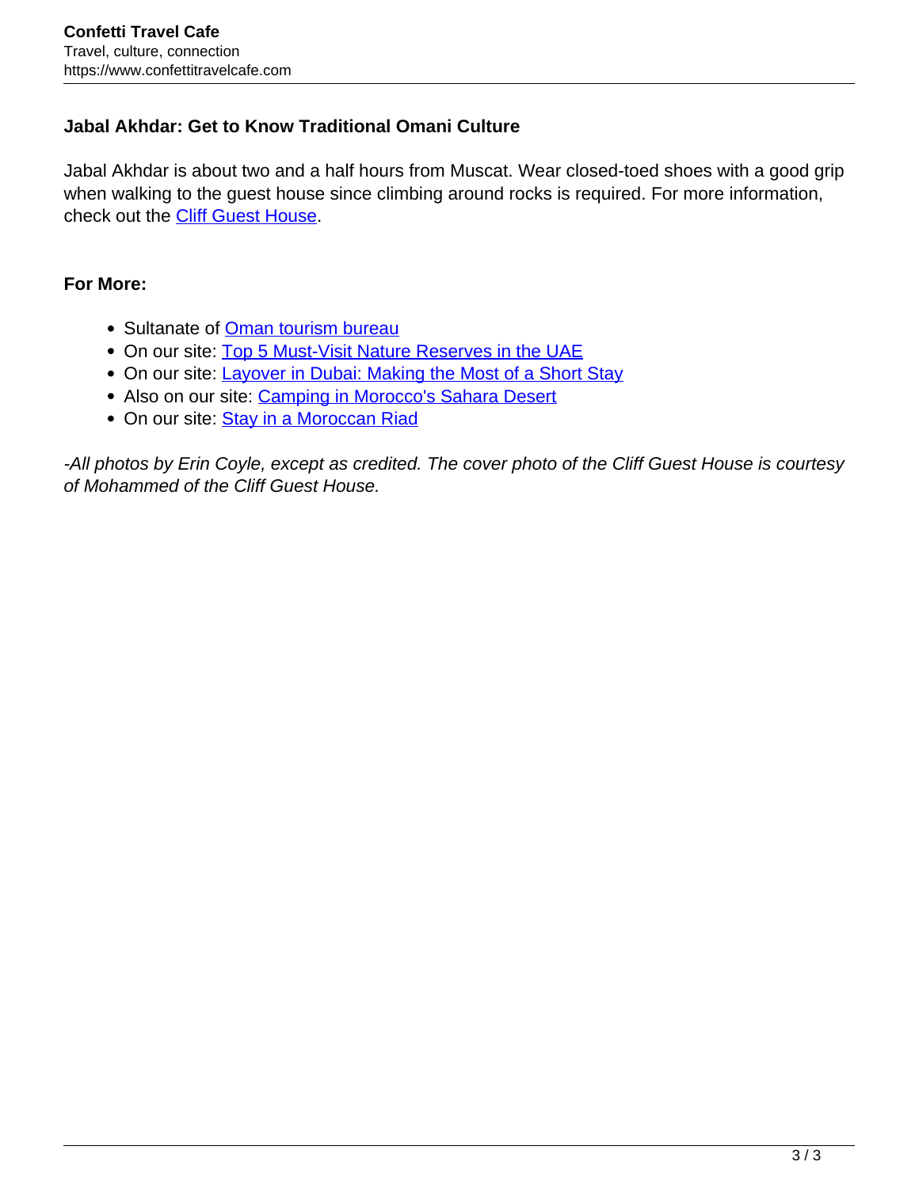**Jabal Akhdar: Get to Know Traditional Omani Culture**

Jabal Akhdar is about two and a half hours from Muscat. Wear closed-toed shoes with a good grip when walking to the guest house since climbing around rocks is required. For more information, check out the Cliff Guest House.

**For More:**

- Sultanate of Oman tourism bureau
- On our site: Top 5 Must-Visit Nature Reserves in the UAE
- On our site: Layover in Dubai: Making the Most of a Short Stay
- Also on our site: Camping in Morocco's Sahara Desert
- On our site: Stay in a Moroccan Riad

*-All photos by Erin Coyle, except as credited. The cover photo of the Cliff Guest House is courtesy of Mohammed of the Cliff Guest House.*